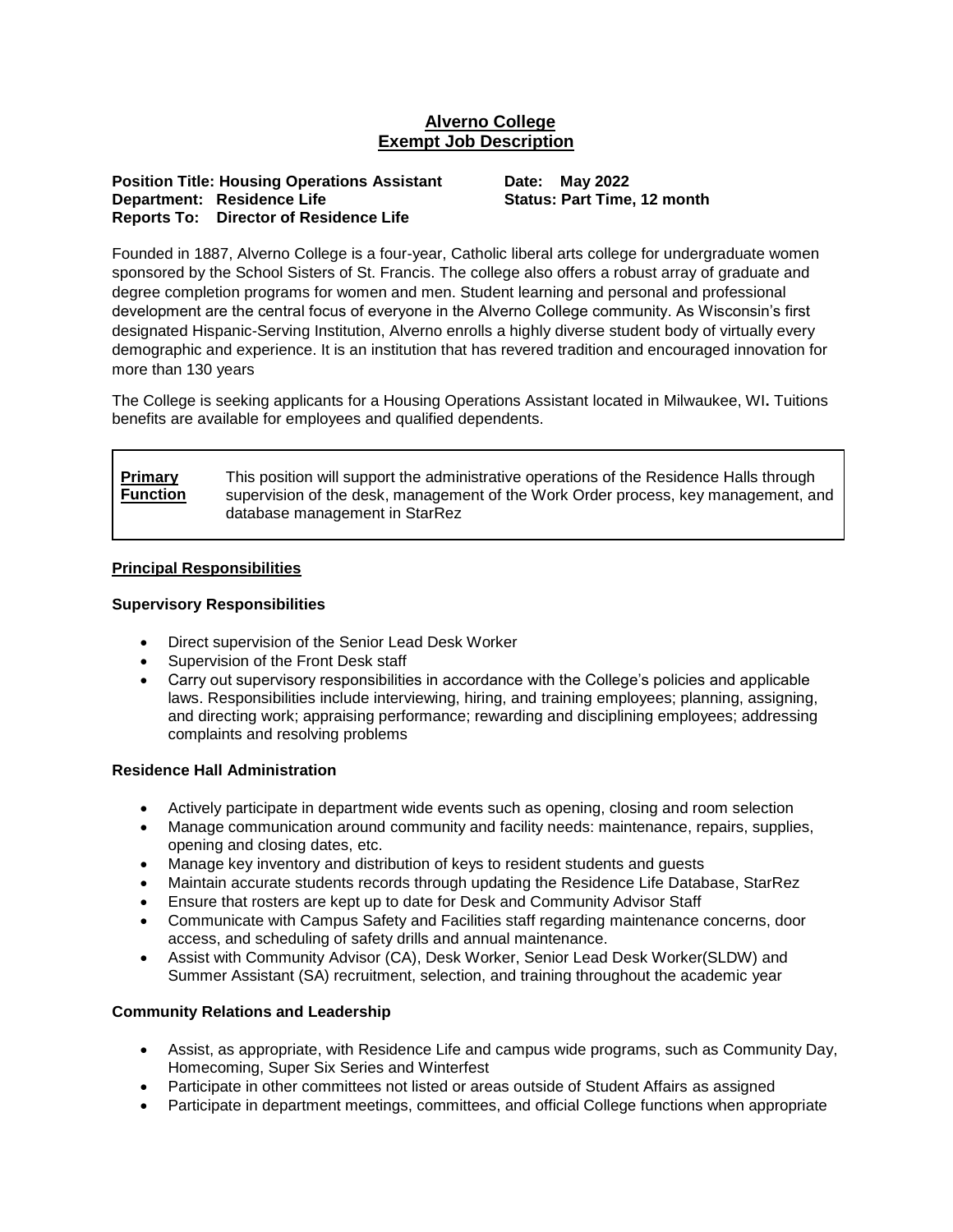# Alverno College
## Exempt Job Description

**Position Title: Housing Operations Assistant** **Date: May 2022**
**Department: Residence Life** **Status: Part Time, 12 month**
**Reports To: Director of Residence Life**

Founded in 1887, Alverno College is a four-year, Catholic liberal arts college for undergraduate women sponsored by the School Sisters of St. Francis. The college also offers a robust array of graduate and degree completion programs for women and men. Student learning and personal and professional development are the central focus of everyone in the Alverno College community. As Wisconsin's first designated Hispanic-Serving Institution, Alverno enrolls a highly diverse student body of virtually every demographic and experience. It is an institution that has revered tradition and encouraged innovation for more than 130 years

The College is seeking applicants for a Housing Operations Assistant located in Milwaukee, WI**.** Tuitions benefits are available for employees and qualified dependents.

| | |
|---|---|
| **Primary Function** | This position will support the administrative operations of the Residence Halls through supervision of the desk, management of the Work Order process, key management, and database management in StarRez |

**Principal Responsibilities**

### Supervisory Responsibilities

- Direct supervision of the Senior Lead Desk Worker
- Supervision of the Front Desk staff
- Carry out supervisory responsibilities in accordance with the College's policies and applicable laws. Responsibilities include interviewing, hiring, and training employees; planning, assigning, and directing work; appraising performance; rewarding and disciplining employees; addressing complaints and resolving problems

### Residence Hall Administration

- Actively participate in department wide events such as opening, closing and room selection
- Manage communication around community and facility needs: maintenance, repairs, supplies, opening and closing dates, etc.
- Manage key inventory and distribution of keys to resident students and guests
- Maintain accurate students records through updating the Residence Life Database, StarRez
- Ensure that rosters are kept up to date for Desk and Community Advisor Staff
- Communicate with Campus Safety and Facilities staff regarding maintenance concerns, door access, and scheduling of safety drills and annual maintenance.
- Assist with Community Advisor (CA), Desk Worker, Senior Lead Desk Worker(SLDW) and Summer Assistant (SA) recruitment, selection, and training throughout the academic year

### Community Relations and Leadership

- Assist, as appropriate, with Residence Life and campus wide programs, such as Community Day, Homecoming, Super Six Series and Winterfest
- Participate in other committees not listed or areas outside of Student Affairs as assigned
- Participate in department meetings, committees, and official College functions when appropriate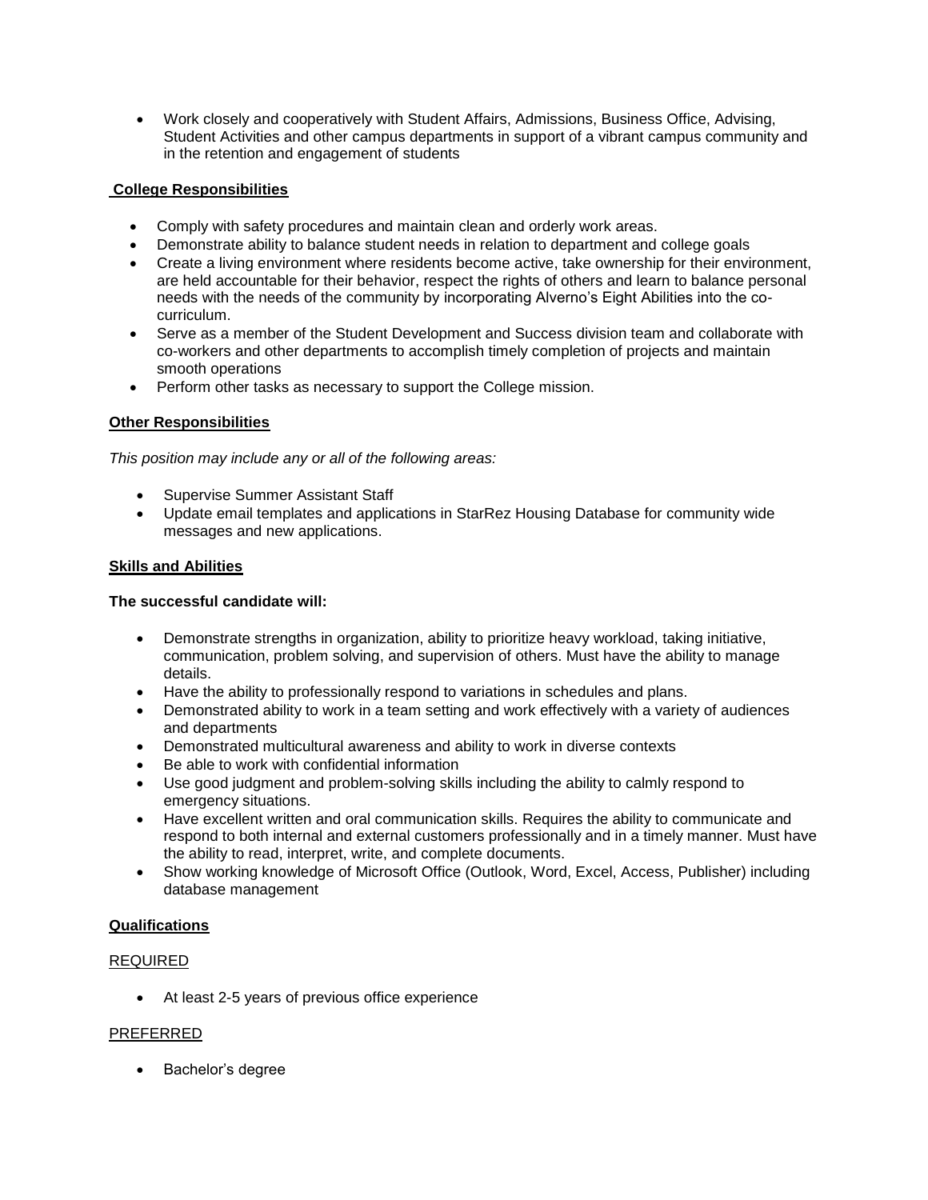- Work closely and cooperatively with Student Affairs, Admissions, Business Office, Advising, Student Activities and other campus departments in support of a vibrant campus community and in the retention and engagement of students

**College Responsibilities**

- Comply with safety procedures and maintain clean and orderly work areas.
- Demonstrate ability to balance student needs in relation to department and college goals
- Create a living environment where residents become active, take ownership for their environment, are held accountable for their behavior, respect the rights of others and learn to balance personal needs with the needs of the community by incorporating Alverno's Eight Abilities into the co-curriculum.
- Serve as a member of the Student Development and Success division team and collaborate with co-workers and other departments to accomplish timely completion of projects and maintain smooth operations
- Perform other tasks as necessary to support the College mission.

**Other Responsibilities**

*This position may include any or all of the following areas:*

- Supervise Summer Assistant Staff
- Update email templates and applications in StarRez Housing Database for community wide messages and new applications.

**Skills and Abilities**

**The successful candidate will:**

- Demonstrate strengths in organization, ability to prioritize heavy workload, taking initiative, communication, problem solving, and supervision of others. Must have the ability to manage details.
- Have the ability to professionally respond to variations in schedules and plans.
- Demonstrated ability to work in a team setting and work effectively with a variety of audiences and departments
- Demonstrated multicultural awareness and ability to work in diverse contexts
- Be able to work with confidential information
- Use good judgment and problem-solving skills including the ability to calmly respond to emergency situations.
- Have excellent written and oral communication skills. Requires the ability to communicate and respond to both internal and external customers professionally and in a timely manner. Must have the ability to read, interpret, write, and complete documents.
- Show working knowledge of Microsoft Office (Outlook, Word, Excel, Access, Publisher) including database management

**Qualifications**

REQUIRED

- At least 2-5 years of previous office experience

PREFERRED

- Bachelor's degree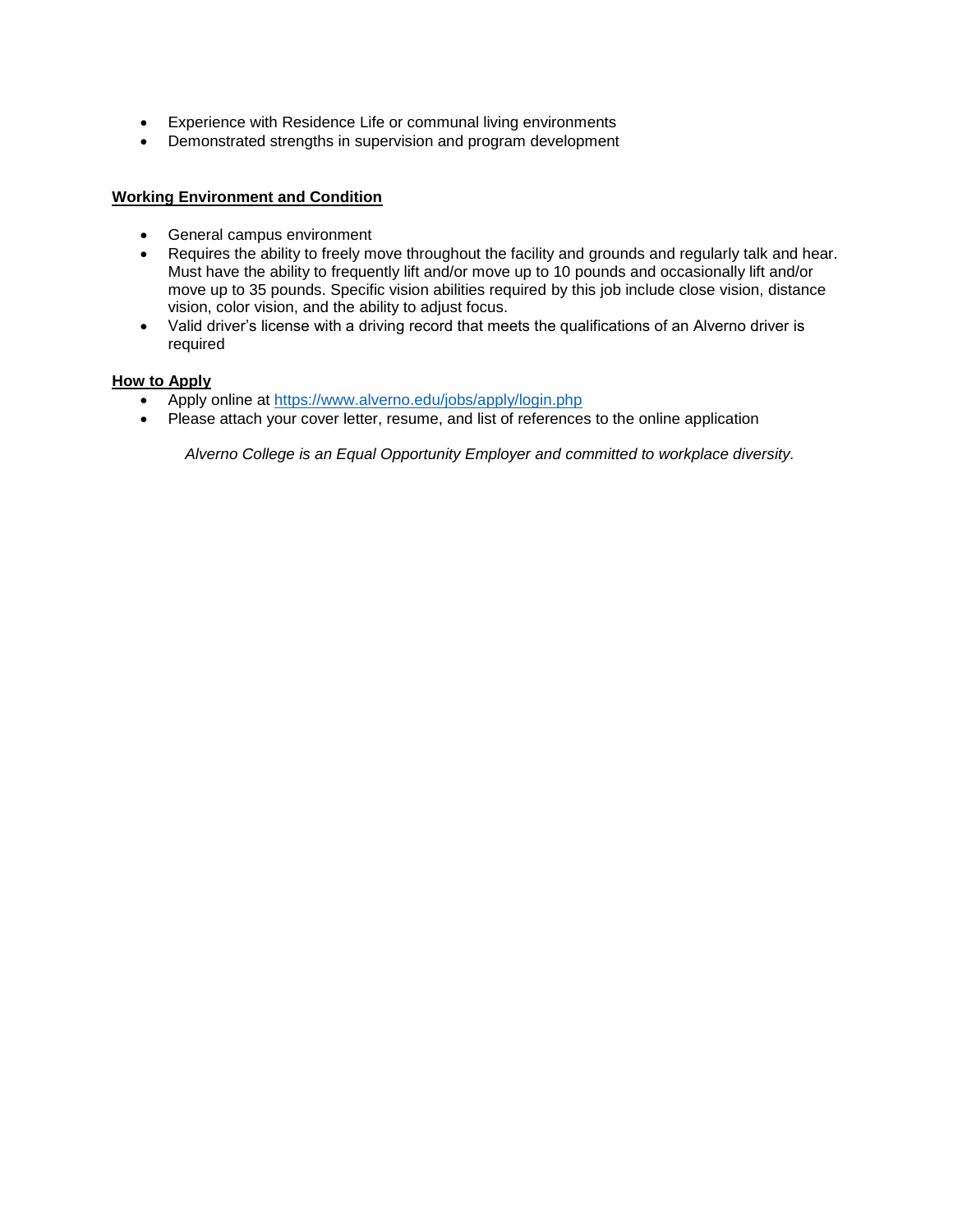- Experience with Residence Life or communal living environments
- Demonstrated strengths in supervision and program development

## Working Environment and Condition

- General campus environment
- Requires the ability to freely move throughout the facility and grounds and regularly talk and hear. Must have the ability to frequently lift and/or move up to 10 pounds and occasionally lift and/or move up to 35 pounds. Specific vision abilities required by this job include close vision, distance vision, color vision, and the ability to adjust focus.
- Valid driver's license with a driving record that meets the qualifications of an Alverno driver is required

## How to Apply

- Apply online at [https://www.alverno.edu/jobs/apply/login.php](https://www.alverno.edu/jobs/apply/login.php)
- Please attach your cover letter, resume, and list of references to the online application

*Alverno College is an Equal Opportunity Employer and committed to workplace diversity.*